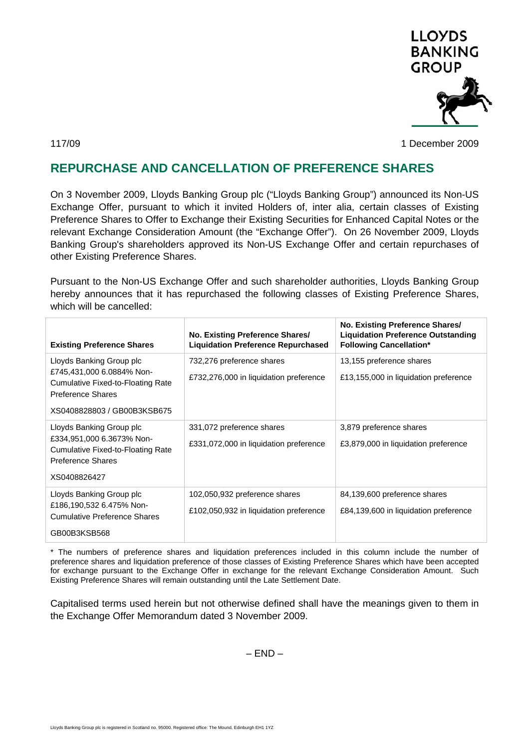LLOYDS BANKING GROUP

117/09

1 December 2009

## REPURCHASE AND CANCELLATION OF PREFERENCE SHARES

On 3 November 2009, Lloyds Banking Group plc ("Lloyds Banking Group") announced its Non-US Exchange Offer, pursuant to which it invited Holders of, inter alia, certain classes of Existing Preference Shares to Offer to Exchange their Existing Securities for Enhanced Capital Notes or the relevant Exchange Consideration Amount (the "Exchange Offer"). On 26 November 2009, Lloyds Banking Group's shareholders approved its Non-US Exchange Offer and certain repurchases of other Existing Preference Shares.

Pursuant to the Non-US Exchange Offer and such shareholder authorities, Lloyds Banking Group hereby announces that it has repurchased the following classes of Existing Preference Shares, which will be cancelled:

| Existing Preference Shares | No. Existing Preference Shares/ Liquidation Preference Repurchased | No. Existing Preference Shares/ Liquidation Preference Outstanding Following Cancellation* |
|---|---|---|
| Lloyds Banking Group plc £745,431,000 6.0884% Non-Cumulative Fixed-to-Floating Rate Preference Shares<br><br>XS0408828803 / GB00B3KSB675 | 732,276 preference shares<br><br>£732,276,000 in liquidation preference | 13,155 preference shares<br><br>£13,155,000 in liquidation preference |
| Lloyds Banking Group plc £334,951,000 6.3673% Non-Cumulative Fixed-to-Floating Rate Preference Shares<br><br>XS0408826427 | 331,072 preference shares<br><br>£331,072,000 in liquidation preference | 3,879 preference shares<br><br>£3,879,000 in liquidation preference |
| Lloyds Banking Group plc £186,190,532 6.475% Non-Cumulative Preference Shares<br><br>GB00B3KSB568 | 102,050,932 preference shares<br><br>£102,050,932 in liquidation preference | 84,139,600 preference shares<br><br>£84,139,600 in liquidation preference |

\* The numbers of preference shares and liquidation preferences included in this column include the number of preference shares and liquidation preference of those classes of Existing Preference Shares which have been accepted for exchange pursuant to the Exchange Offer in exchange for the relevant Exchange Consideration Amount. Such Existing Preference Shares will remain outstanding until the Late Settlement Date.

Capitalised terms used herein but not otherwise defined shall have the meanings given to them in the Exchange Offer Memorandum dated 3 November 2009.

– END –

Lloyds Banking Group plc is registered in Scotland no. 95000. Registered office: The Mound, Edinburgh EH1 1YZ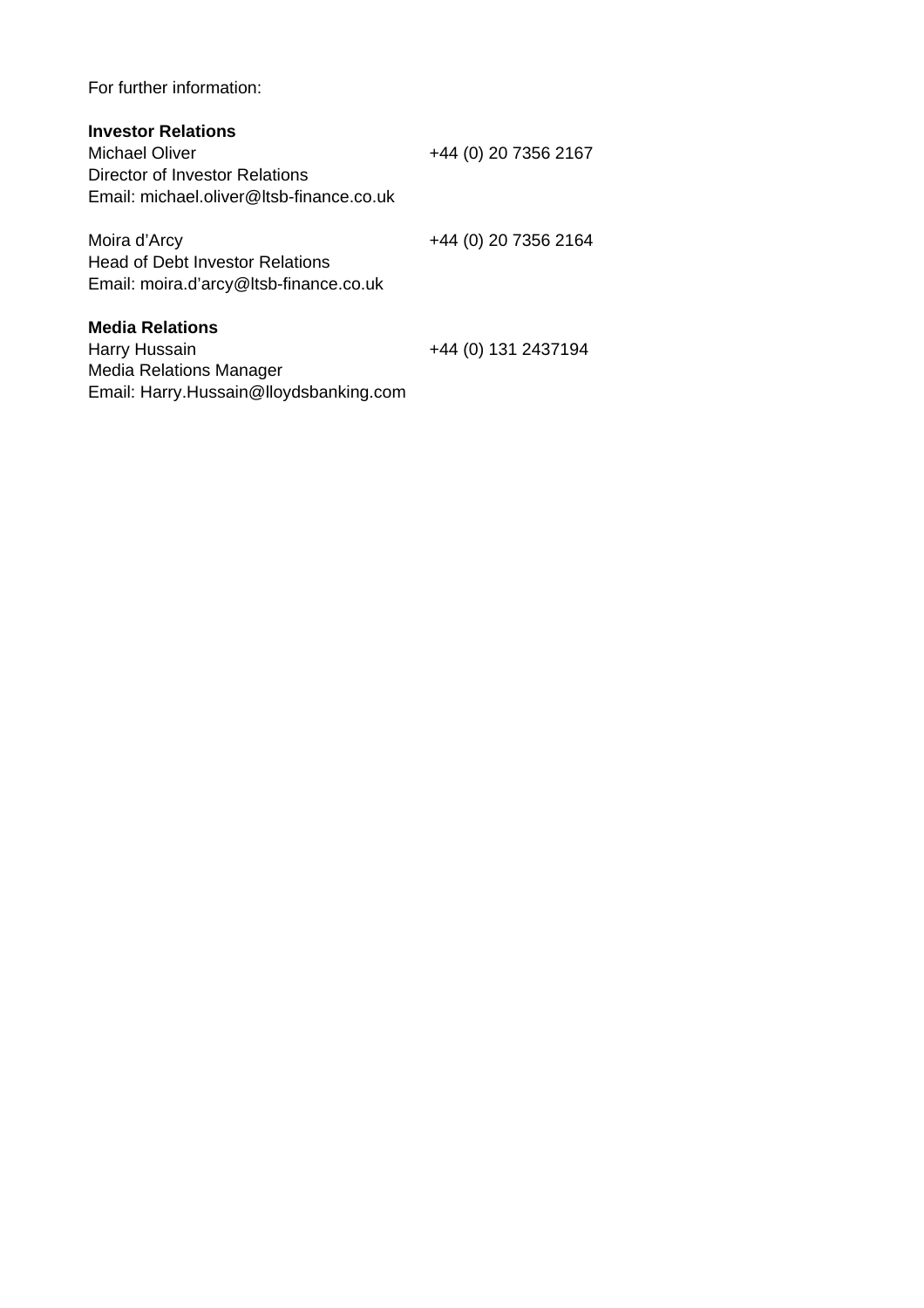For further information:

**Investor Relations**

Michael Oliver +44 (0) 20 7356 2167
Director of Investor Relations
Email: michael.oliver@ltsb-finance.co.uk

Moira d'Arcy +44 (0) 20 7356 2164
Head of Debt Investor Relations
Email: moira.d'arcy@ltsb-finance.co.uk

**Media Relations**

Harry Hussain +44 (0) 131 2437194
Media Relations Manager
Email: Harry.Hussain@lloydsbanking.com